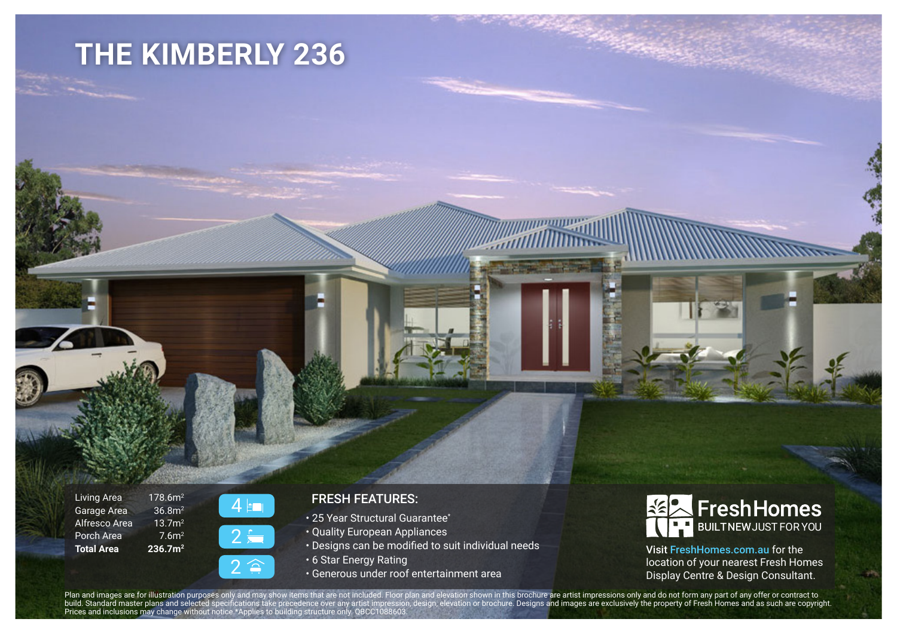# THE KIMBERLY 236

| | |
|---|---|
| Living Area | 178.6m$^2$ |
| Garage Area | 36.8m$^2$ |
| Alfresco Area | 13.7m$^2$ |
| Porch Area | 7.6m$^2$ |
| **Total Area** | **236.7m$^2$** |

4 (bedrooms)
2 (bathrooms)
2 (car spaces)

## FRESH FEATURES:

- 25 Year Structural Guarantee*
- Quality European Appliances
- Designs can be modified to suit individual needs
- 6 Star Energy Rating
- Generous under roof entertainment area

FreshHomes BUILT NEW JUST FOR YOU

Visit FreshHomes.com.au for the location of your nearest Fresh Homes Display Centre & Design Consultant.

Plan and images are for illustration purposes only and may show items that are not included. Floor plan and elevation shown in this brochure are artist impressions only and do not form any part of any offer or contract to build. Standard master plans and selected specifications take precedence over any artist impression, design, elevation or brochure. Designs and images are exclusively the property of Fresh Homes and as such are copyright. Prices and inclusions may change without notice.*Applies to building structure only. QBCC1088603.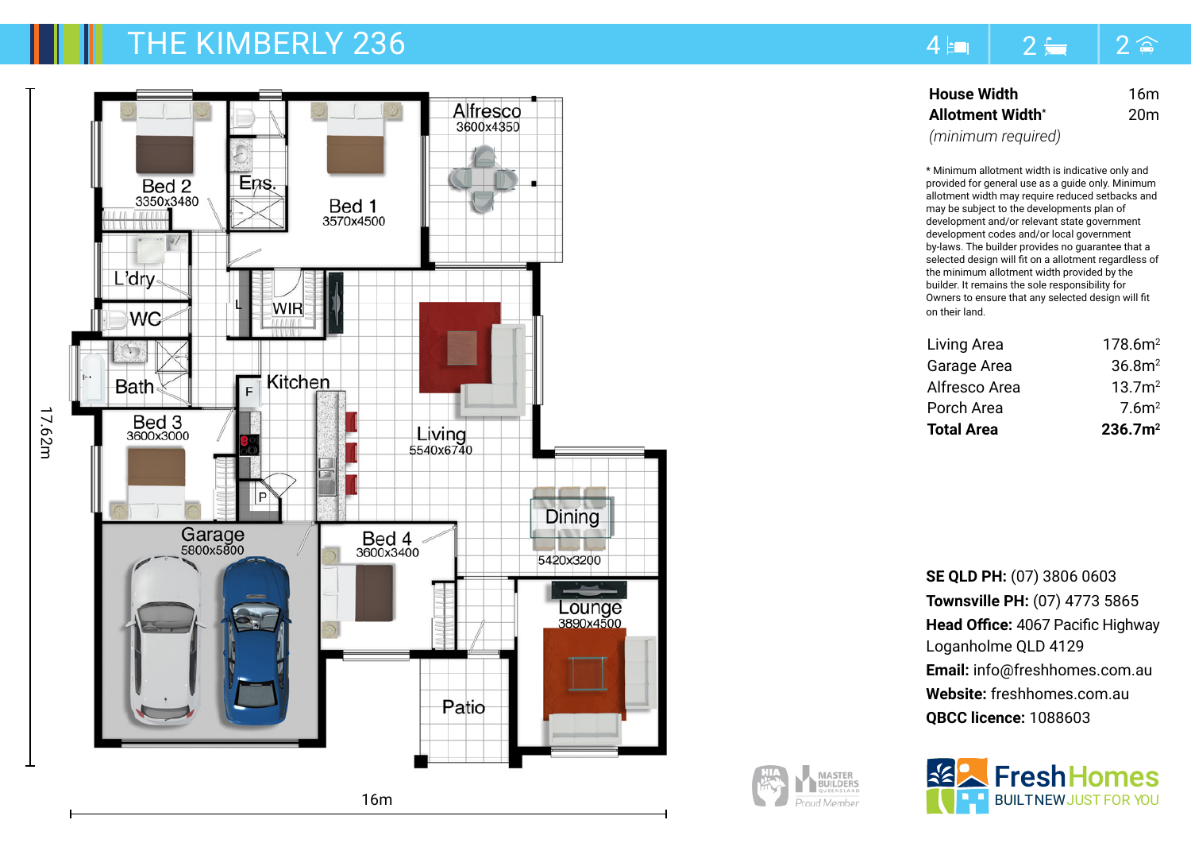# THE KIMBERLY 236

4 | 2 | 2

| | |
|---|---|
| **House Width** | 16m |
| **Allotment Width*** | 20m |
| *(minimum required)* | |

* Minimum allotment width is indicative only and provided for general use as a guide only. Minimum allotment width may require reduced setbacks and may be subject to the developments plan of development and/or relevant state government development codes and/or local government by-laws. The builder provides no guarantee that a selected design will fit on a allotment regardless of the minimum allotment width provided by the builder. It remains the sole responsibility for Owners to ensure that any selected design will fit on their land.

| | |
|---|---|
| Living Area | 178.6m² |
| Garage Area | 36.8m² |
| Alfresco Area | 13.7m² |
| Porch Area | 7.6m² |
| **Total Area** | **236.7m²** |

Bed 2
3350x3480

Ens.

Bed 1
3570x4500

Alfresco
3600x4350

L'dry

WC

WIR

L

Bath

Kitchen

F

Living
5540x6740

Bed 3
3600x3000

P

Garage
5800x5800

Bed 4
3600x3400

Dining
5420x3200

Lounge
3890x4500

Patio

17.62m

16m

**SE QLD PH:** (07) 3806 0603
**Townsville PH:** (07) 4773 5865
**Head Office:** 4067 Pacific Highway Loganholme QLD 4129
**Email:** info@freshhomes.com.au
**Website:** freshhomes.com.au
**QBCC licence:** 1088603

HIA | MASTER BUILDERS QUEENSLAND Proud Member

FreshHomes
BUILT NEW JUST FOR YOU